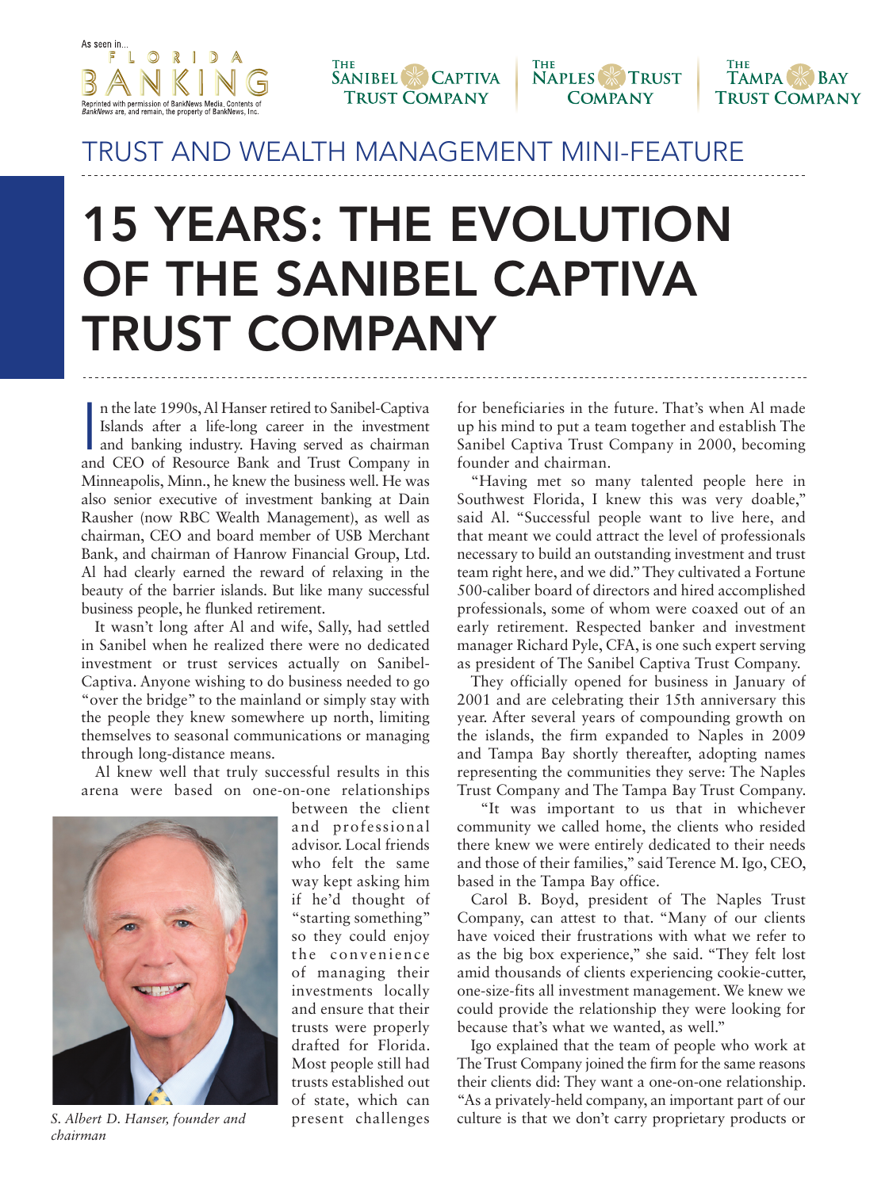As seen in... FLORIDA BANKING

Reprinted with permission of BankNews Media. Contents of *BankNews* are, and remain, the property of BankNews, Inc.

The Sanibel Captiva Trust Company | The Naples Trust Company | The Tampa Bay Trust Company

## TRUST AND WEALTH MANAGEMENT MINI-FEATURE

# 15 YEARS: THE EVOLUTION OF THE SANIBEL CAPTIVA TRUST COMPANY

In the late 1990s, Al Hanser retired to Sanibel-Captiva Islands after a life-long career in the investment and banking industry. Having served as chairman and CEO of Resource Bank and Trust Company in Minneapolis, Minn., he knew the business well. He was also senior executive of investment banking at Dain Rausher (now RBC Wealth Management), as well as chairman, CEO and board member of USB Merchant Bank, and chairman of Hanrow Financial Group, Ltd. Al had clearly earned the reward of relaxing in the beauty of the barrier islands. But like many successful business people, he flunked retirement.

It wasn't long after Al and wife, Sally, had settled in Sanibel when he realized there were no dedicated investment or trust services actually on Sanibel-Captiva. Anyone wishing to do business needed to go "over the bridge" to the mainland or simply stay with the people they knew somewhere up north, limiting themselves to seasonal communications or managing through long-distance means.

Al knew well that truly successful results in this arena were based on one-on-one relationships between the client and professional advisor. Local friends who felt the same way kept asking him if he'd thought of "starting something" so they could enjoy the convenience of managing their investments locally and ensure that their trusts were properly drafted for Florida. Most people still had trusts established out of state, which can present challenges for beneficiaries in the future. That's when Al made up his mind to put a team together and establish The Sanibel Captiva Trust Company in 2000, becoming founder and chairman.

*S. Albert D. Hanser, founder and chairman*

"Having met so many talented people here in Southwest Florida, I knew this was very doable," said Al. "Successful people want to live here, and that meant we could attract the level of professionals necessary to build an outstanding investment and trust team right here, and we did." They cultivated a Fortune 500-caliber board of directors and hired accomplished professionals, some of whom were coaxed out of an early retirement. Respected banker and investment manager Richard Pyle, CFA, is one such expert serving as president of The Sanibel Captiva Trust Company.

They officially opened for business in January of 2001 and are celebrating their 15th anniversary this year. After several years of compounding growth on the islands, the firm expanded to Naples in 2009 and Tampa Bay shortly thereafter, adopting names representing the communities they serve: The Naples Trust Company and The Tampa Bay Trust Company.

"It was important to us that in whichever community we called home, the clients who resided there knew we were entirely dedicated to their needs and those of their families," said Terence M. Igo, CEO, based in the Tampa Bay office.

Carol B. Boyd, president of The Naples Trust Company, can attest to that. "Many of our clients have voiced their frustrations with what we refer to as the big box experience," she said. "They felt lost amid thousands of clients experiencing cookie-cutter, one-size-fits all investment management. We knew we could provide the relationship they were looking for because that's what we wanted, as well."

Igo explained that the team of people who work at The Trust Company joined the firm for the same reasons their clients did: They want a one-on-one relationship. "As a privately-held company, an important part of our culture is that we don't carry proprietary products or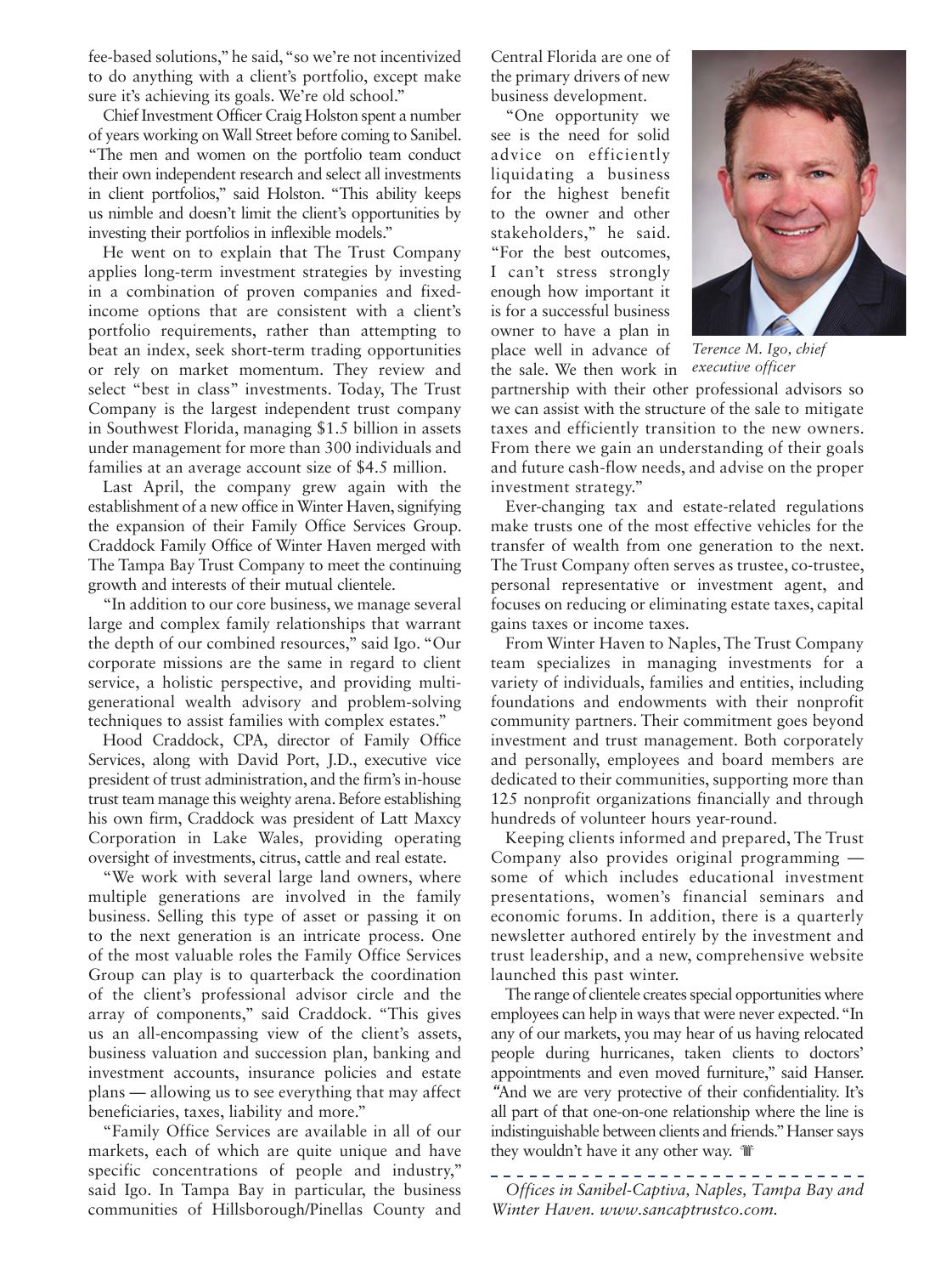fee-based solutions," he said, "so we're not incentivized to do anything with a client's portfolio, except make sure it's achieving its goals. We're old school."

Chief Investment Officer Craig Holston spent a number of years working on Wall Street before coming to Sanibel. "The men and women on the portfolio team conduct their own independent research and select all investments in client portfolios," said Holston. "This ability keeps us nimble and doesn't limit the client's opportunities by investing their portfolios in inflexible models."

He went on to explain that The Trust Company applies long-term investment strategies by investing in a combination of proven companies and fixed-income options that are consistent with a client's portfolio requirements, rather than attempting to beat an index, seek short-term trading opportunities or rely on market momentum. They review and select "best in class" investments. Today, The Trust Company is the largest independent trust company in Southwest Florida, managing $1.5 billion in assets under management for more than 300 individuals and families at an average account size of $4.5 million.

Last April, the company grew again with the establishment of a new office in Winter Haven, signifying the expansion of their Family Office Services Group. Craddock Family Office of Winter Haven merged with The Tampa Bay Trust Company to meet the continuing growth and interests of their mutual clientele.

"In addition to our core business, we manage several large and complex family relationships that warrant the depth of our combined resources," said Igo. "Our corporate missions are the same in regard to client service, a holistic perspective, and providing multi-generational wealth advisory and problem-solving techniques to assist families with complex estates."

Hood Craddock, CPA, director of Family Office Services, along with David Port, J.D., executive vice president of trust administration, and the firm's in-house trust team manage this weighty arena. Before establishing his own firm, Craddock was president of Latt Maxcy Corporation in Lake Wales, providing operating oversight of investments, citrus, cattle and real estate.

"We work with several large land owners, where multiple generations are involved in the family business. Selling this type of asset or passing it on to the next generation is an intricate process. One of the most valuable roles the Family Office Services Group can play is to quarterback the coordination of the client's professional advisor circle and the array of components," said Craddock. "This gives us an all-encompassing view of the client's assets, business valuation and succession plan, banking and investment accounts, insurance policies and estate plans — allowing us to see everything that may affect beneficiaries, taxes, liability and more."

"Family Office Services are available in all of our markets, each of which are quite unique and have specific concentrations of people and industry," said Igo. In Tampa Bay in particular, the business communities of Hillsborough/Pinellas County and Central Florida are one of the primary drivers of new business development.

"One opportunity we see is the need for solid advice on efficiently liquidating a business for the highest benefit to the owner and other stakeholders," he said. "For the best outcomes, I can't stress strongly enough how important it is for a successful business owner to have a plan in place well in advance of the sale. We then work in partnership with their other professional advisors so we can assist with the structure of the sale to mitigate taxes and efficiently transition to the new owners. From there we gain an understanding of their goals and future cash-flow needs, and advise on the proper investment strategy."

*Terence M. Igo, chief executive officer*

Ever-changing tax and estate-related regulations make trusts one of the most effective vehicles for the transfer of wealth from one generation to the next. The Trust Company often serves as trustee, co-trustee, personal representative or investment agent, and focuses on reducing or eliminating estate taxes, capital gains taxes or income taxes.

From Winter Haven to Naples, The Trust Company team specializes in managing investments for a variety of individuals, families and entities, including foundations and endowments with their nonprofit community partners. Their commitment goes beyond investment and trust management. Both corporately and personally, employees and board members are dedicated to their communities, supporting more than 125 nonprofit organizations financially and through hundreds of volunteer hours year-round.

Keeping clients informed and prepared, The Trust Company also provides original programming — some of which includes educational investment presentations, women's financial seminars and economic forums. In addition, there is a quarterly newsletter authored entirely by the investment and trust leadership, and a new, comprehensive website launched this past winter.

The range of clientele creates special opportunities where employees can help in ways that were never expected. "In any of our markets, you may hear of us having relocated people during hurricanes, taken clients to doctors' appointments and even moved furniture," said Hanser. "And we are very protective of their confidentiality. It's all part of that one-on-one relationship where the line is indistinguishable between clients and friends." Hanser says they wouldn't have it any other way.

---

*Offices in Sanibel-Captiva, Naples, Tampa Bay and Winter Haven. www.sancaptrustco.com.*